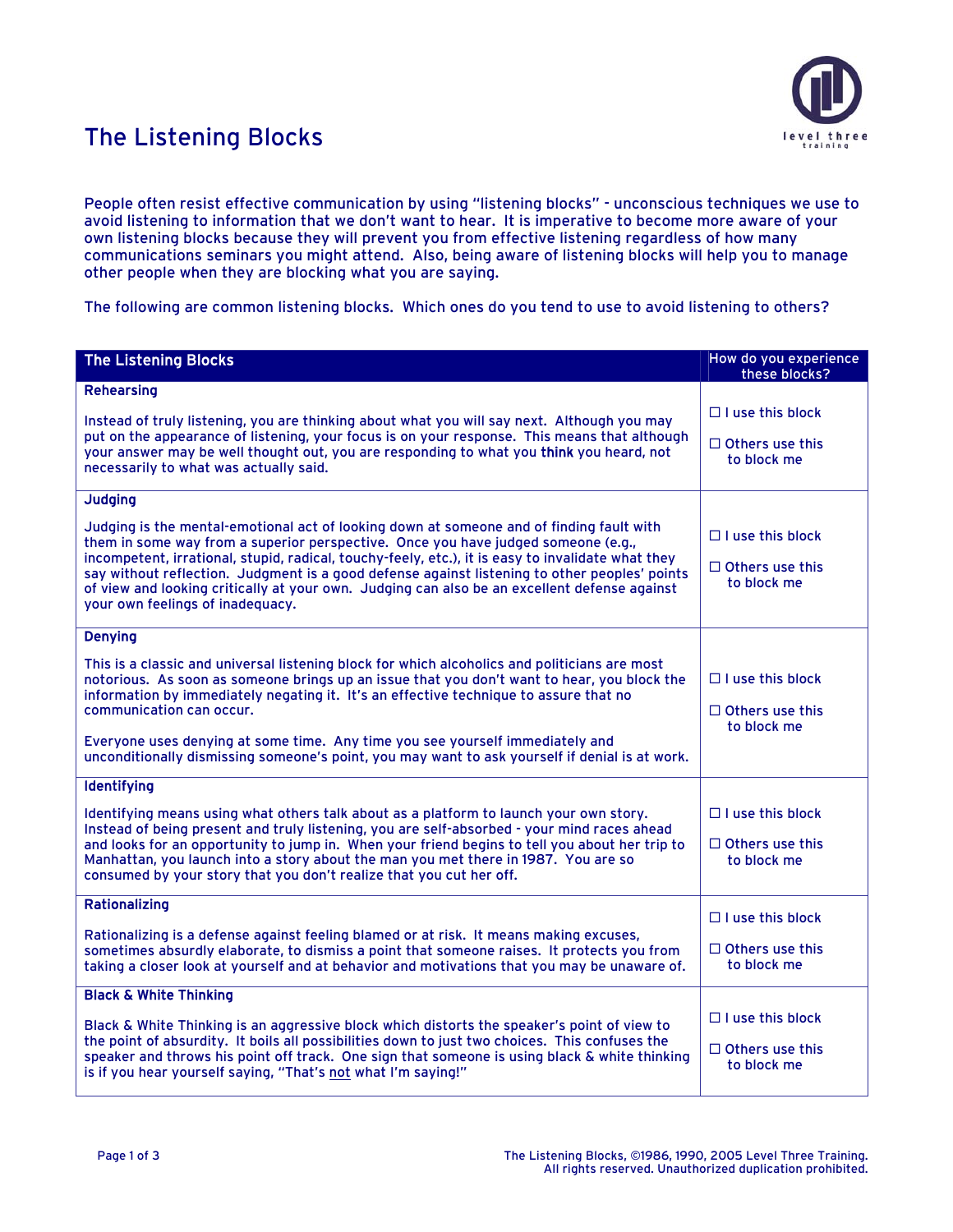# The Listening Blocks

People often resist effective communication by using "listening blocks" - unconscious techniques we use to avoid listening to information that we don't want to hear. It is imperative to become more aware of your own listening blocks because they will prevent you from effective listening regardless of how many communications seminars you might attend. Also, being aware of listening blocks will help you to manage other people when they are blocking what you are saying.

The following are common listening blocks. Which ones do you tend to use to avoid listening to others?

| The Listening Blocks | How do you experience these blocks? |
|---|---|
| **Rehearsing**<br><br>Instead of truly listening, you are thinking about what you will say next. Although you may put on the appearance of listening, your focus is on your response. This means that although your answer may be well thought out, you are responding to what you **think** you heard, not necessarily to what was actually said. | ☐ I use this block<br><br>☐ Others use this to block me |
| **Judging**<br><br>Judging is the mental-emotional act of looking down at someone and of finding fault with them in some way from a superior perspective. Once you have judged someone (e.g., incompetent, irrational, stupid, radical, touchy-feely, etc.), it is easy to invalidate what they say without reflection. Judgment is a good defense against listening to other peoples' points of view and looking critically at your own. Judging can also be an excellent defense against your own feelings of inadequacy. | ☐ I use this block<br><br>☐ Others use this to block me |
| **Denying**<br><br>This is a classic and universal listening block for which alcoholics and politicians are most notorious. As soon as someone brings up an issue that you don't want to hear, you block the information by immediately negating it. It's an effective technique to assure that no communication can occur.<br><br>Everyone uses denying at some time. Any time you see yourself immediately and unconditionally dismissing someone's point, you may want to ask yourself if denial is at work. | ☐ I use this block<br><br>☐ Others use this to block me |
| **Identifying**<br><br>Identifying means using what others talk about as a platform to launch your own story. Instead of being present and truly listening, you are self-absorbed - your mind races ahead and looks for an opportunity to jump in. When your friend begins to tell you about her trip to Manhattan, you launch into a story about the man you met there in 1987. You are so consumed by your story that you don't realize that you cut her off. | ☐ I use this block<br><br>☐ Others use this to block me |
| **Rationalizing**<br><br>Rationalizing is a defense against feeling blamed or at risk. It means making excuses, sometimes absurdly elaborate, to dismiss a point that someone raises. It protects you from taking a closer look at yourself and at behavior and motivations that you may be unaware of. | ☐ I use this block<br><br>☐ Others use this to block me |
| **Black & White Thinking**<br><br>Black & White Thinking is an aggressive block which distorts the speaker's point of view to the point of absurdity. It boils all possibilities down to just two choices. This confuses the speaker and throws his point off track. One sign that someone is using black & white thinking is if you hear yourself saying, "That's <u>not</u> what I'm saying!" | ☐ I use this block<br><br>☐ Others use this to block me |

The Listening Blocks, ©1986, 1990, 2005 Level Three Training. All rights reserved. Unauthorized duplication prohibited.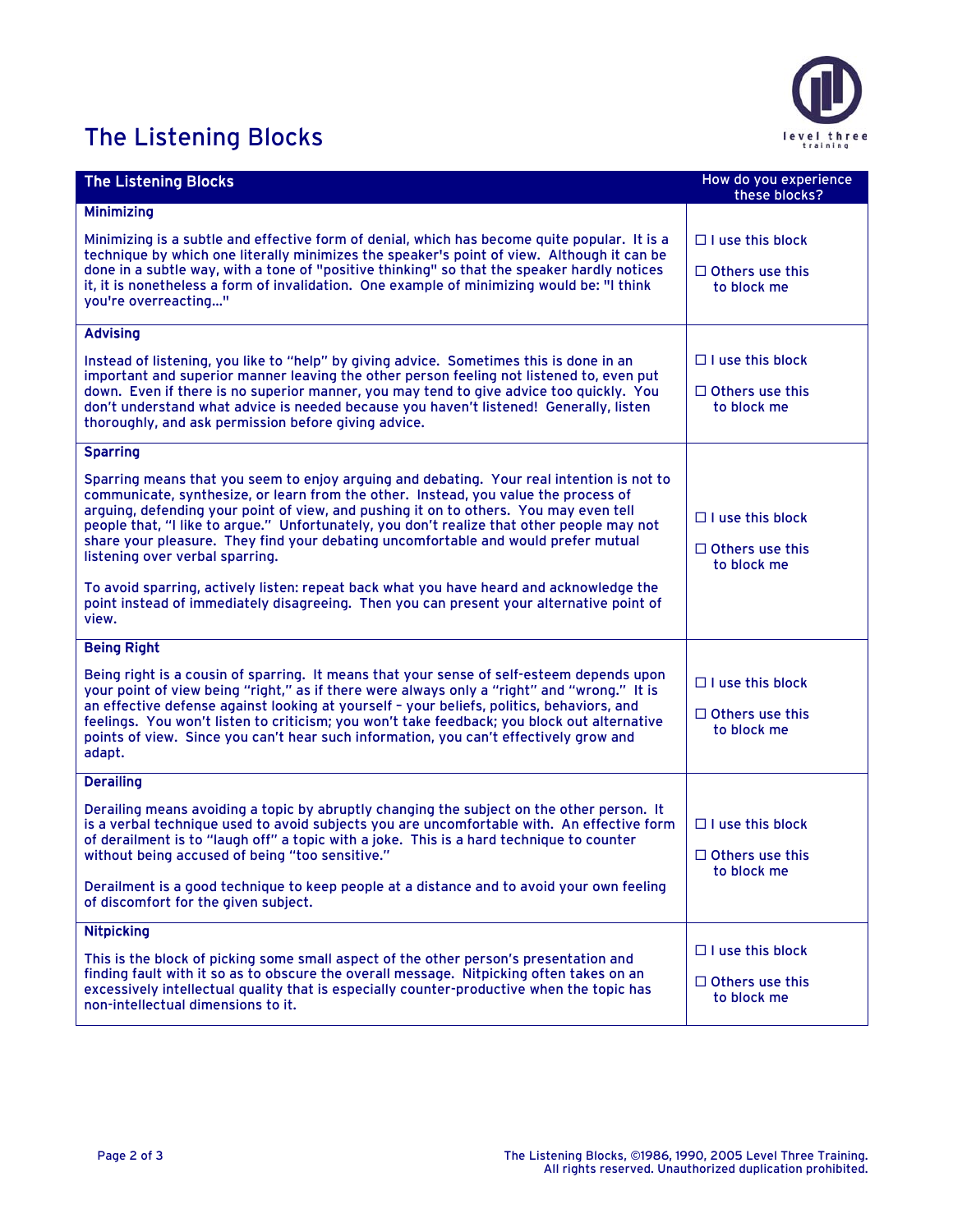# The Listening Blocks

| The Listening Blocks | How do you experience these blocks? |
|---|---|
| **Minimizing**<br><br>Minimizing is a subtle and effective form of denial, which has become quite popular. It is a technique by which one literally minimizes the speaker's point of view. Although it can be done in a subtle way, with a tone of "positive thinking" so that the speaker hardly notices it, it is nonetheless a form of invalidation. One example of minimizing would be: "I think you're overreacting…" | ☐ I use this block<br><br>☐ Others use this to block me |
| **Advising**<br><br>Instead of listening, you like to "help" by giving advice. Sometimes this is done in an important and superior manner leaving the other person feeling not listened to, even put down. Even if there is no superior manner, you may tend to give advice too quickly. You don't understand what advice is needed because you haven't listened! Generally, listen thoroughly, and ask permission before giving advice. | ☐ I use this block<br><br>☐ Others use this to block me |
| **Sparring**<br><br>Sparring means that you seem to enjoy arguing and debating. Your real intention is not to communicate, synthesize, or learn from the other. Instead, you value the process of arguing, defending your point of view, and pushing it on to others. You may even tell people that, "I like to argue." Unfortunately, you don't realize that other people may not share your pleasure. They find your debating uncomfortable and would prefer mutual listening over verbal sparring.<br><br>To avoid sparring, actively listen: repeat back what you have heard and acknowledge the point instead of immediately disagreeing. Then you can present your alternative point of view. | ☐ I use this block<br><br>☐ Others use this to block me |
| **Being Right**<br><br>Being right is a cousin of sparring. It means that your sense of self-esteem depends upon your point of view being "right," as if there were always only a "right" and "wrong." It is an effective defense against looking at yourself – your beliefs, politics, behaviors, and feelings. You won't listen to criticism; you won't take feedback; you block out alternative points of view. Since you can't hear such information, you can't effectively grow and adapt. | ☐ I use this block<br><br>☐ Others use this to block me |
| **Derailing**<br><br>Derailing means avoiding a topic by abruptly changing the subject on the other person. It is a verbal technique used to avoid subjects you are uncomfortable with. An effective form of derailment is to "laugh off" a topic with a joke. This is a hard technique to counter without being accused of being "too sensitive."<br><br>Derailment is a good technique to keep people at a distance and to avoid your own feeling of discomfort for the given subject. | ☐ I use this block<br><br>☐ Others use this to block me |
| **Nitpicking**<br><br>This is the block of picking some small aspect of the other person's presentation and finding fault with it so as to obscure the overall message. Nitpicking often takes on an excessively intellectual quality that is especially counter-productive when the topic has non-intellectual dimensions to it. | ☐ I use this block<br><br>☐ Others use this to block me |

The Listening Blocks, ©1986, 1990, 2005 Level Three Training. All rights reserved. Unauthorized duplication prohibited.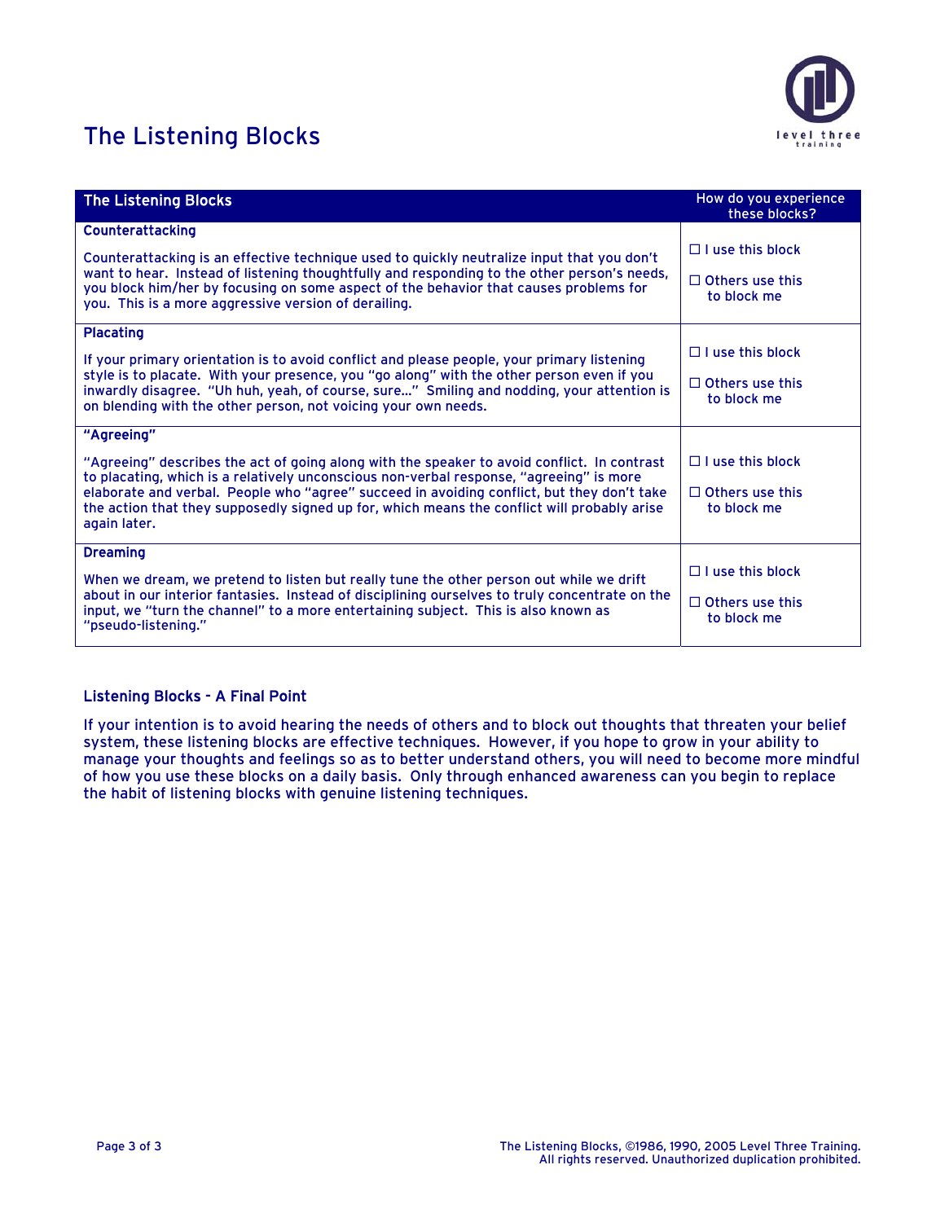# The Listening Blocks

| The Listening Blocks | How do you experience these blocks? |
|---|---|
| **Counterattacking**<br><br>Counterattacking is an effective technique used to quickly neutralize input that you don't want to hear. Instead of listening thoughtfully and responding to the other person's needs, you block him/her by focusing on some aspect of the behavior that causes problems for you. This is a more aggressive version of derailing. | ☐ I use this block<br><br>☐ Others use this to block me |
| **Placating**<br><br>If your primary orientation is to avoid conflict and please people, your primary listening style is to placate. With your presence, you "go along" with the other person even if you inwardly disagree. "Uh huh, yeah, of course, sure…" Smiling and nodding, your attention is on blending with the other person, not voicing your own needs. | ☐ I use this block<br><br>☐ Others use this to block me |
| **"Agreeing"**<br><br>"Agreeing" describes the act of going along with the speaker to avoid conflict. In contrast to placating, which is a relatively unconscious non-verbal response, "agreeing" is more elaborate and verbal. People who "agree" succeed in avoiding conflict, but they don't take the action that they supposedly signed up for, which means the conflict will probably arise again later. | ☐ I use this block<br><br>☐ Others use this to block me |
| **Dreaming**<br><br>When we dream, we pretend to listen but really tune the other person out while we drift about in our interior fantasies. Instead of disciplining ourselves to truly concentrate on the input, we "turn the channel" to a more entertaining subject. This is also known as "pseudo-listening." | ☐ I use this block<br><br>☐ Others use this to block me |

## Listening Blocks - A Final Point

If your intention is to avoid hearing the needs of others and to block out thoughts that threaten your belief system, these listening blocks are effective techniques. However, if you hope to grow in your ability to manage your thoughts and feelings so as to better understand others, you will need to become more mindful of how you use these blocks on a daily basis. Only through enhanced awareness can you begin to replace the habit of listening blocks with genuine listening techniques.